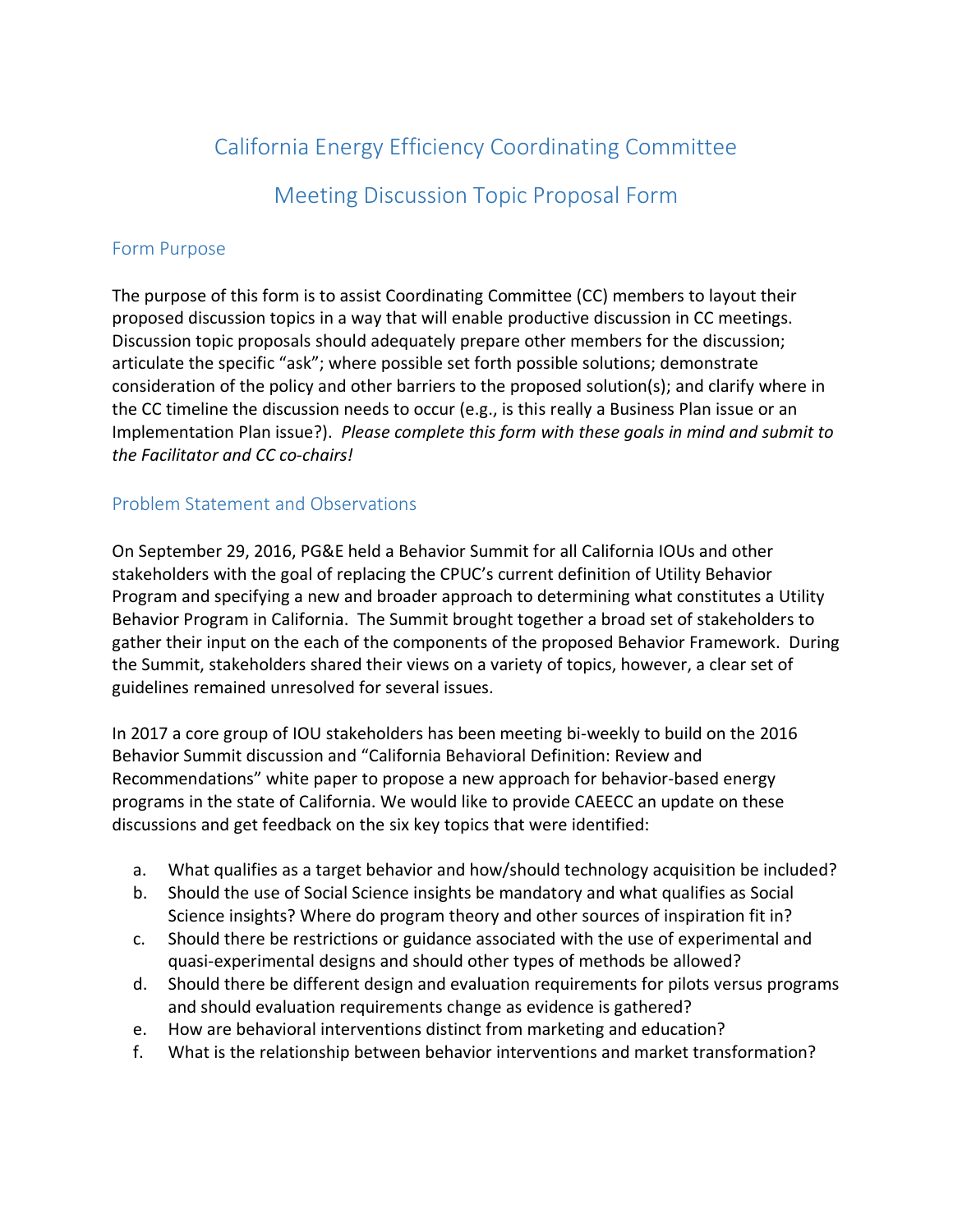# California Energy Efficiency Coordinating Committee

# Meeting Discussion Topic Proposal Form

## Form Purpose

The purpose of this form is to assist Coordinating Committee (CC) members to layout their proposed discussion topics in a way that will enable productive discussion in CC meetings. Discussion topic proposals should adequately prepare other members for the discussion; articulate the specific "ask"; where possible set forth possible solutions; demonstrate consideration of the policy and other barriers to the proposed solution(s); and clarify where in the CC timeline the discussion needs to occur (e.g., is this really a Business Plan issue or an Implementation Plan issue?). *Please complete this form with these goals in mind and submit to the Facilitator and CC co-chairs!*

## Problem Statement and Observations

On September 29, 2016, PG&E held a Behavior Summit for all California IOUs and other stakeholders with the goal of replacing the CPUC's current definition of Utility Behavior Program and specifying a new and broader approach to determining what constitutes a Utility Behavior Program in California. The Summit brought together a broad set of stakeholders to gather their input on the each of the components of the proposed Behavior Framework. During the Summit, stakeholders shared their views on a variety of topics, however, a clear set of guidelines remained unresolved for several issues.

In 2017 a core group of IOU stakeholders has been meeting bi-weekly to build on the 2016 Behavior Summit discussion and "California Behavioral Definition: Review and Recommendations" white paper to propose a new approach for behavior-based energy programs in the state of California. We would like to provide CAEECC an update on these discussions and get feedback on the six key topics that were identified:

a. What qualifies as a target behavior and how/should technology acquisition be included?
b. Should the use of Social Science insights be mandatory and what qualifies as Social Science insights? Where do program theory and other sources of inspiration fit in?
c. Should there be restrictions or guidance associated with the use of experimental and quasi-experimental designs and should other types of methods be allowed?
d. Should there be different design and evaluation requirements for pilots versus programs and should evaluation requirements change as evidence is gathered?
e. How are behavioral interventions distinct from marketing and education?
f. What is the relationship between behavior interventions and market transformation?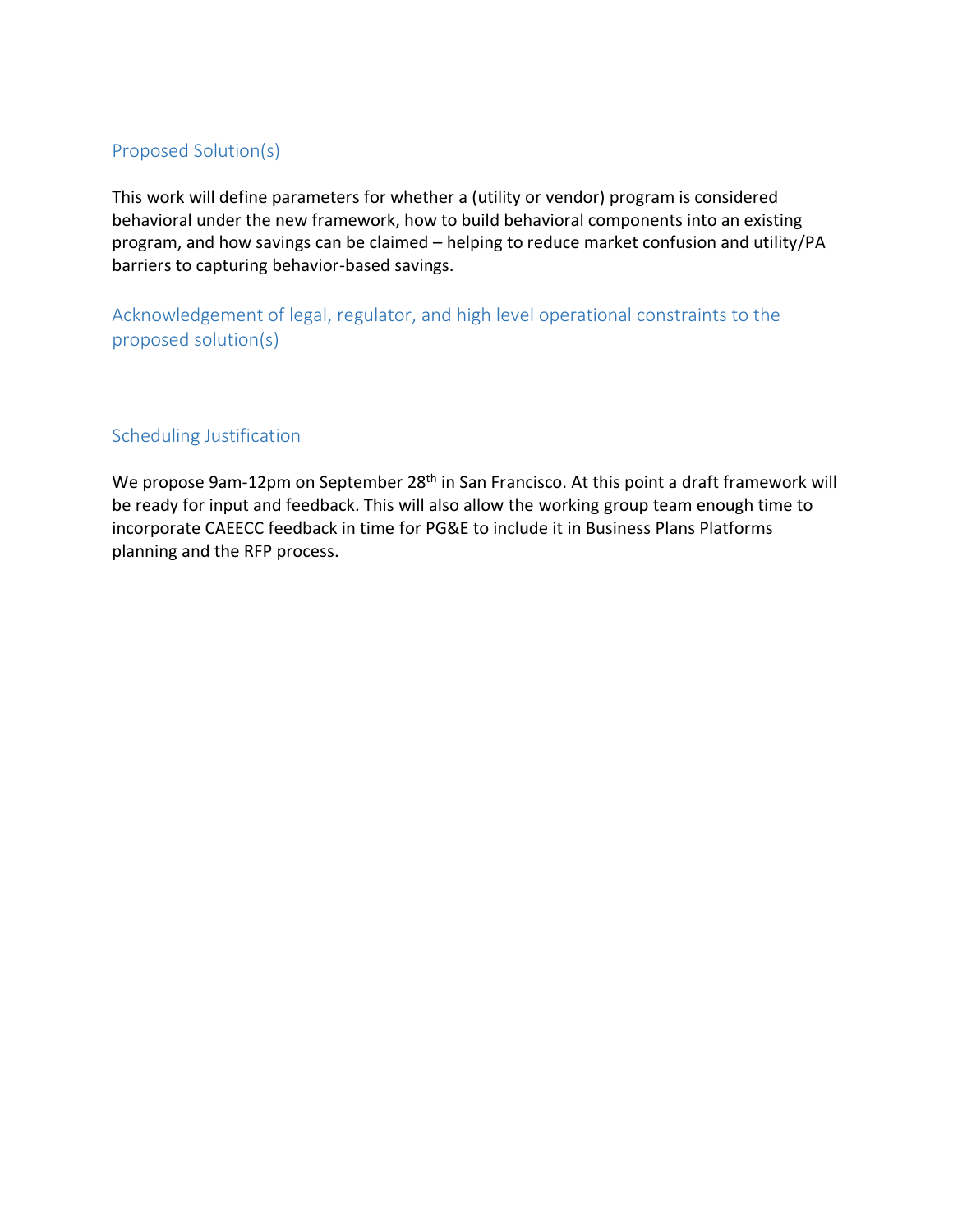## Proposed Solution(s)

This work will define parameters for whether a (utility or vendor) program is considered behavioral under the new framework, how to build behavioral components into an existing program, and how savings can be claimed – helping to reduce market confusion and utility/PA barriers to capturing behavior-based savings.

## Acknowledgement of legal, regulator, and high level operational constraints to the proposed solution(s)

## Scheduling Justification

We propose 9am-12pm on September 28th in San Francisco. At this point a draft framework will be ready for input and feedback. This will also allow the working group team enough time to incorporate CAEECC feedback in time for PG&E to include it in Business Plans Platforms planning and the RFP process.